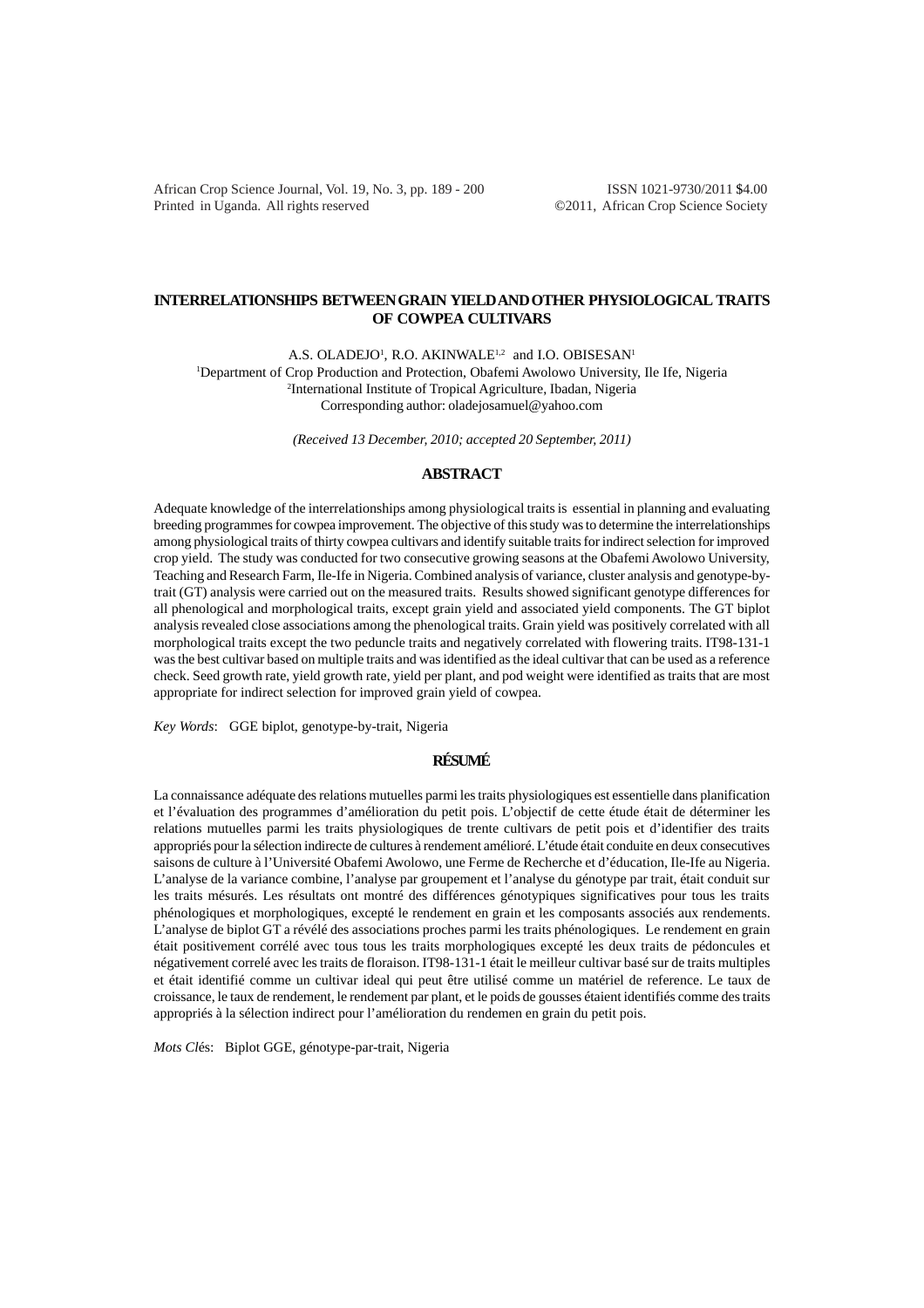# INTERRELATIONSHIPS BETWEEN GRAIN YIELD AND OTHER PHYSIOLOGICAL TRAITS OF COWPEA CULTIVARS

A.S. OLADEJO[1], R.O. AKINWALE[1,2] and I.O. OBISESAN[1]

[1]Department of Crop Production and Protection, Obafemi Awolowo University, Ile Ife, Nigeria
[2]International Institute of Tropical Agriculture, Ibadan, Nigeria
Corresponding author: oladejosamuel@yahoo.com

*(Received 13 December, 2010; accepted 20 September, 2011)*

## ABSTRACT

Adequate knowledge of the interrelationships among physiological traits is essential in planning and evaluating breeding programmes for cowpea improvement. The objective of this study was to determine the interrelationships among physiological traits of thirty cowpea cultivars and identify suitable traits for indirect selection for improved crop yield. The study was conducted for two consecutive growing seasons at the Obafemi Awolowo University, Teaching and Research Farm, Ile-Ife in Nigeria. Combined analysis of variance, cluster analysis and genotype-by-trait (GT) analysis were carried out on the measured traits. Results showed significant genotype differences for all phenological and morphological traits, except grain yield and associated yield components. The GT biplot analysis revealed close associations among the phenological traits. Grain yield was positively correlated with all morphological traits except the two peduncle traits and negatively correlated with flowering traits. IT98-131-1 was the best cultivar based on multiple traits and was identified as the ideal cultivar that can be used as a reference check. Seed growth rate, yield growth rate, yield per plant, and pod weight were identified as traits that are most appropriate for indirect selection for improved grain yield of cowpea.

*Key Words*: GGE biplot, genotype-by-trait, Nigeria

## RÉSUMÉ

La connaissance adéquate des relations mutuelles parmi les traits physiologiques est essentielle dans planification et l'évaluation des programmes d'amélioration du petit pois. L'objectif de cette étude était de déterminer les relations mutuelles parmi les traits physiologiques de trente cultivars de petit pois et d'identifier des traits appropriés pour la sélection indirecte de cultures à rendement amélioré. L'étude était conduite en deux consecutives saisons de culture à l'Université Obafemi Awolowo, une Ferme de Recherche et d'éducation, Ile-Ife au Nigeria. L'analyse de la variance combine, l'analyse par groupement et l'analyse du génotype par trait, était conduit sur les traits mésurés. Les résultats ont montré des différences génotypiques significatives pour tous les traits phénologiques et morphologiques, excepté le rendement en grain et les composants associés aux rendements. L'analyse de biplot GT a révélé des associations proches parmi les traits phénologiques. Le rendement en grain était positivement corrélé avec tous tous les traits morphologiques excepté les deux traits de pédoncules et négativement correlé avec les traits de floraison. IT98-131-1 était le meilleur cultivar basé sur de traits multiples et était identifié comme un cultivar ideal qui peut être utilisé comme un matériel de reference. Le taux de croissance, le taux de rendement, le rendement par plant, et le poids de gousses étaient identifiés comme des traits appropriés à la sélection indirect pour l'amélioration du rendemen en grain du petit pois.

*Mots Clés*: Biplot GGE, génotype-par-trait, Nigeria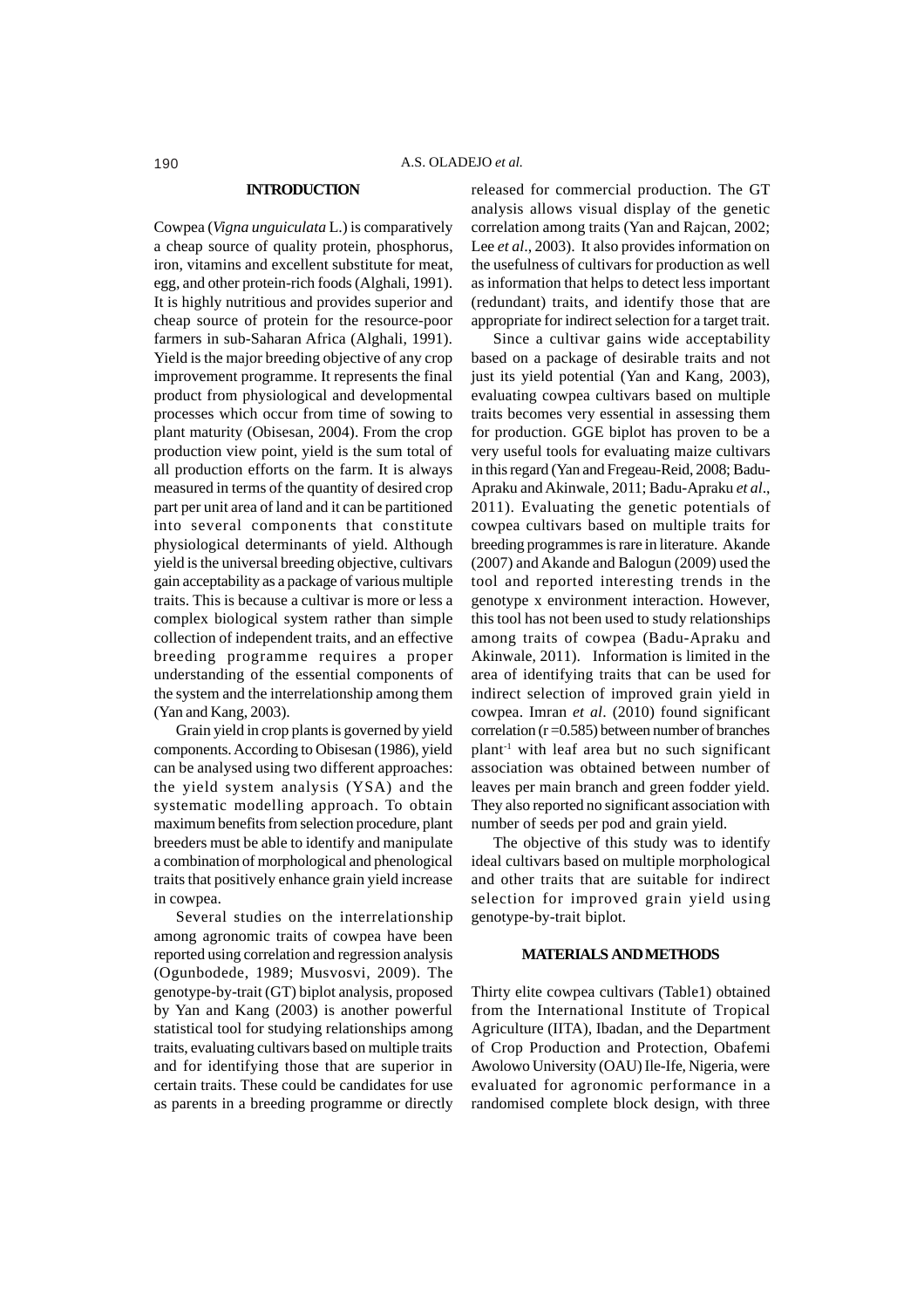## INTRODUCTION

Cowpea (*Vigna unguiculata* L.) is comparatively a cheap source of quality protein, phosphorus, iron, vitamins and excellent substitute for meat, egg, and other protein-rich foods (Alghali, 1991). It is highly nutritious and provides superior and cheap source of protein for the resource-poor farmers in sub-Saharan Africa (Alghali, 1991). Yield is the major breeding objective of any crop improvement programme. It represents the final product from physiological and developmental processes which occur from time of sowing to plant maturity (Obisesan, 2004). From the crop production view point, yield is the sum total of all production efforts on the farm. It is always measured in terms of the quantity of desired crop part per unit area of land and it can be partitioned into several components that constitute physiological determinants of yield. Although yield is the universal breeding objective, cultivars gain acceptability as a package of various multiple traits. This is because a cultivar is more or less a complex biological system rather than simple collection of independent traits, and an effective breeding programme requires a proper understanding of the essential components of the system and the interrelationship among them (Yan and Kang, 2003).

Grain yield in crop plants is governed by yield components. According to Obisesan (1986), yield can be analysed using two different approaches: the yield system analysis (YSA) and the systematic modelling approach. To obtain maximum benefits from selection procedure, plant breeders must be able to identify and manipulate a combination of morphological and phenological traits that positively enhance grain yield increase in cowpea.

Several studies on the interrelationship among agronomic traits of cowpea have been reported using correlation and regression analysis (Ogunbodede, 1989; Musvosvi, 2009). The genotype-by-trait (GT) biplot analysis, proposed by Yan and Kang (2003) is another powerful statistical tool for studying relationships among traits, evaluating cultivars based on multiple traits and for identifying those that are superior in certain traits. These could be candidates for use as parents in a breeding programme or directly released for commercial production. The GT analysis allows visual display of the genetic correlation among traits (Yan and Rajcan, 2002; Lee *et al*., 2003). It also provides information on the usefulness of cultivars for production as well as information that helps to detect less important (redundant) traits, and identify those that are appropriate for indirect selection for a target trait.

Since a cultivar gains wide acceptability based on a package of desirable traits and not just its yield potential (Yan and Kang, 2003), evaluating cowpea cultivars based on multiple traits becomes very essential in assessing them for production. GGE biplot has proven to be a very useful tools for evaluating maize cultivars in this regard (Yan and Fregeau-Reid, 2008; Badu-Apraku and Akinwale, 2011; Badu-Apraku *et al*., 2011). Evaluating the genetic potentials of cowpea cultivars based on multiple traits for breeding programmes is rare in literature. Akande (2007) and Akande and Balogun (2009) used the tool and reported interesting trends in the genotype x environment interaction. However, this tool has not been used to study relationships among traits of cowpea (Badu-Apraku and Akinwale, 2011). Information is limited in the area of identifying traits that can be used for indirect selection of improved grain yield in cowpea. Imran *et al*. (2010) found significant correlation ($r = 0.585$) between number of branches plant$^{-1}$ with leaf area but no such significant association was obtained between number of leaves per main branch and green fodder yield. They also reported no significant association with number of seeds per pod and grain yield.

The objective of this study was to identify ideal cultivars based on multiple morphological and other traits that are suitable for indirect selection for improved grain yield using genotype-by-trait biplot.

## MATERIALS AND METHODS

Thirty elite cowpea cultivars (Table1) obtained from the International Institute of Tropical Agriculture (IITA), Ibadan, and the Department of Crop Production and Protection, Obafemi Awolowo University (OAU) Ile-Ife, Nigeria, were evaluated for agronomic performance in a randomised complete block design, with three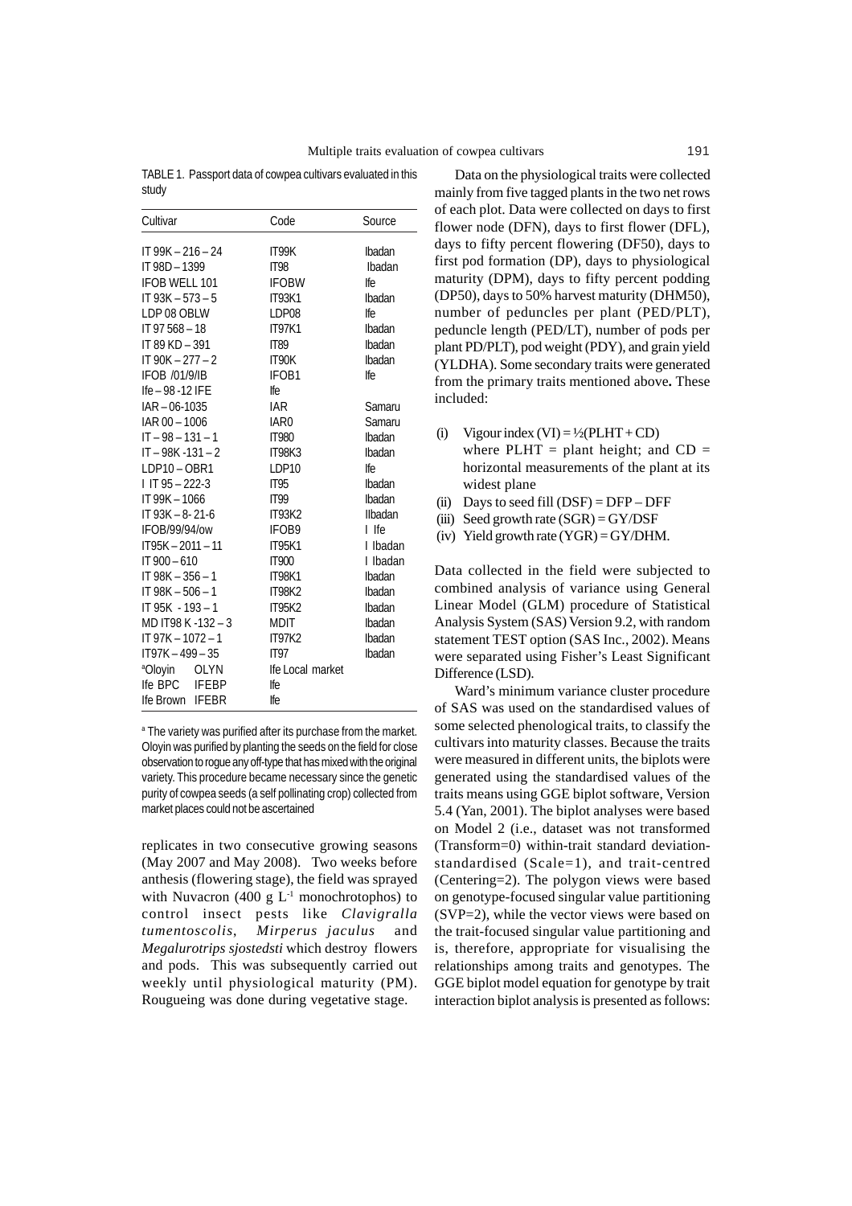TABLE 1. Passport data of cowpea cultivars evaluated in this study

| Cultivar | Code | Source |
|---|---|---|
| IT 99K – 216 – 24 | IT99K | Ibadan |
| IT 98D – 1399 | IT98 | Ibadan |
| IFOB WELL 101 | IFOBW | Ife |
| IT 93K – 573 – 5 | IT93K1 | Ibadan |
| LDP 08 OBLW | LDP08 | Ife |
| IT 97 568 – 18 | IT97K1 | Ibadan |
| IT 89 KD – 391 | IT89 | Ibadan |
| IT 90K – 277 – 2 | IT90K | Ibadan |
| IFOB /01/9/IB | IFOB1 | Ife |
| Ife – 98 -12 IFE | Ife | |
| IAR – 06-1035 | IAR | Samaru |
| IAR 00 – 1006 | IAR0 | Samaru |
| IT – 98 – 131 – 1 | IT980 | Ibadan |
| IT – 98K -131 – 2 | IT98K3 | Ibadan |
| LDP10 – OBR1 | LDP10 | Ife |
| I IT 95 – 222-3 | IT95 | Ibadan |
| IT 99K – 1066 | IT99 | Ibadan |
| IT 93K – 8- 21-6 | IT93K2 | IIbadan |
| IFOB/99/94/ow | IFOB9 | I Ife |
| IT95K – 2011 – 11 | IT95K1 | I Ibadan |
| IT 900 – 610 | IT900 | I Ibadan |
| IT 98K – 356 – 1 | IT98K1 | Ibadan |
| IT 98K – 506 – 1 | IT98K2 | Ibadan |
| IT 95K - 193 – 1 | IT95K2 | Ibadan |
| MD IT98 K -132 – 3 | MDIT | Ibadan |
| IT 97K – 1072 – 1 | IT97K2 | Ibadan |
| IT97K – 499 – 35 | IT97 | Ibadan |
| [a]Oloyin | OLYN | Ife Local market |
| Ife BPC | IFEBP | Ife |
| Ife Brown | IFEBR | Ife |

[a] The variety was purified after its purchase from the market. Oloyin was purified by planting the seeds on the field for close observation to rogue any off-type that has mixed with the original variety. This procedure became necessary since the genetic purity of cowpea seeds (a self pollinating crop) collected from market places could not be ascertained

replicates in two consecutive growing seasons (May 2007 and May 2008). Two weeks before anthesis (flowering stage), the field was sprayed with Nuvacron (400 g $L^{-1}$ monochrotophos) to control insect pests like *Clavigralla tumentoscolis*, *Mirperus jaculus* and *Megalurotrips sjostedsti* which destroy flowers and pods. This was subsequently carried out weekly until physiological maturity (PM). Rougueing was done during vegetative stage.

Data on the physiological traits were collected mainly from five tagged plants in the two net rows of each plot. Data were collected on days to first flower node (DFN), days to first flower (DFL), days to fifty percent flowering (DF50), days to first pod formation (DP), days to physiological maturity (DPM), days to fifty percent podding (DP50), days to 50% harvest maturity (DHM50), number of peduncles per plant (PED/PLT), peduncle length (PED/LT), number of pods per plant PD/PLT), pod weight (PDY), and grain yield (YLDHA). Some secondary traits were generated from the primary traits mentioned above**.** These included:

(i) Vigour index (VI) = ½(PLHT + CD) where PLHT = plant height; and CD = horizontal measurements of the plant at its widest plane
(ii) Days to seed fill (DSF) = DFP – DFF
(iii) Seed growth rate (SGR) = GY/DSF
(iv) Yield growth rate (YGR) = GY/DHM.

Data collected in the field were subjected to combined analysis of variance using General Linear Model (GLM) procedure of Statistical Analysis System (SAS) Version 9.2, with random statement TEST option (SAS Inc., 2002). Means were separated using Fisher's Least Significant Difference (LSD).

Ward's minimum variance cluster procedure of SAS was used on the standardised values of some selected phenological traits, to classify the cultivars into maturity classes. Because the traits were measured in different units, the biplots were generated using the standardised values of the traits means using GGE biplot software, Version 5.4 (Yan, 2001). The biplot analyses were based on Model 2 (i.e., dataset was not transformed (Transform=0) within-trait standard deviation-standardised (Scale=1), and trait-centred (Centering=2). The polygon views were based on genotype-focused singular value partitioning (SVP=2), while the vector views were based on the trait-focused singular value partitioning and is, therefore, appropriate for visualising the relationships among traits and genotypes. The GGE biplot model equation for genotype by trait interaction biplot analysis is presented as follows: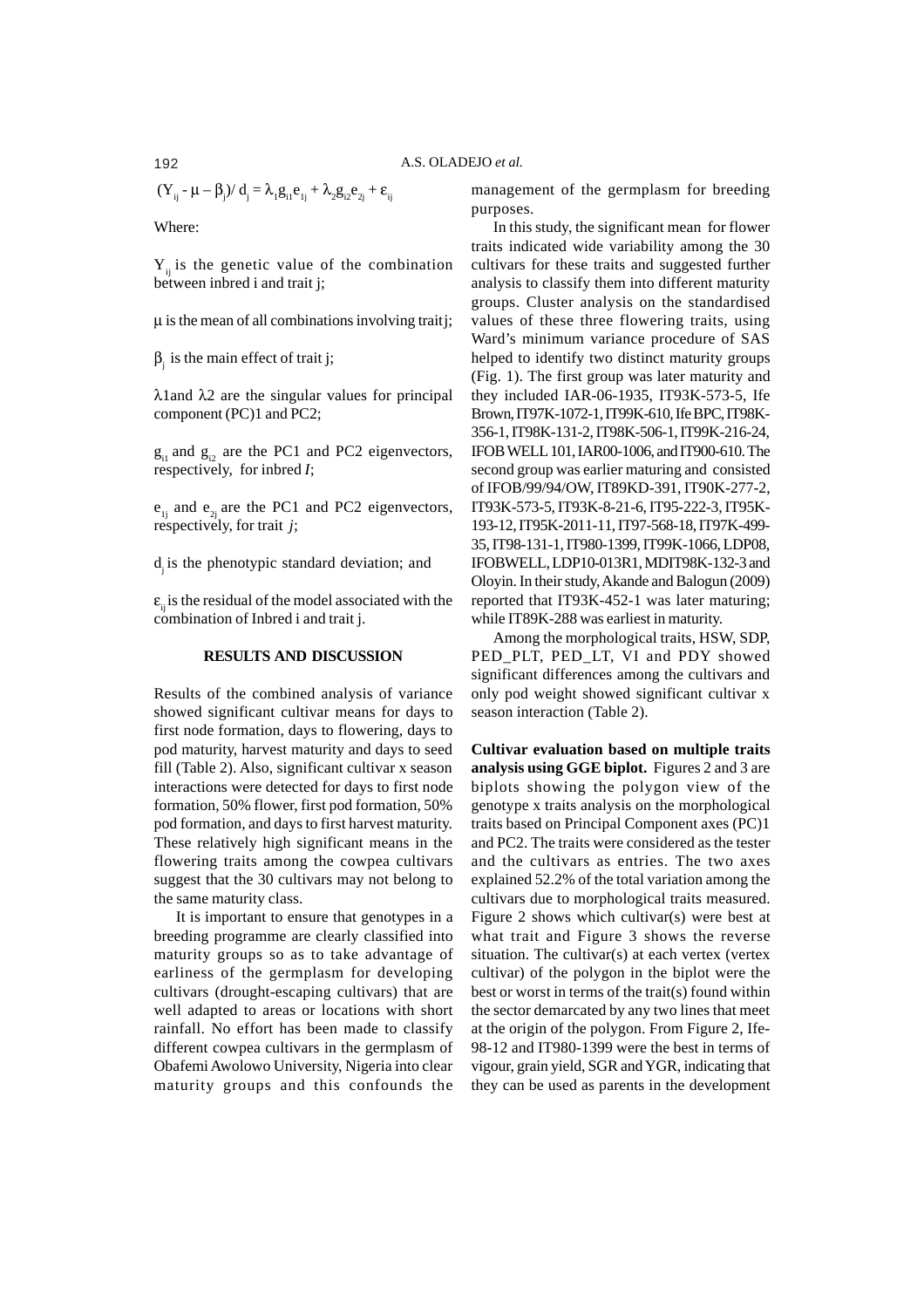$$(Y_{ij} - \mu - \beta_j)/ d_j = \lambda_1 g_{i1} e_{1j} + \lambda_2 g_{i2} e_{2j} + \varepsilon_{ij}$$

Where:

$Y_{ij}$ is the genetic value of the combination between inbred i and trait j;

$\mu$ is the mean of all combinations involving trait j;

$\beta_j$ is the main effect of trait j;

$\lambda 1$ and $\lambda 2$ are the singular values for principal component (PC)1 and PC2;

$g_{i1}$ and $g_{i2}$ are the PC1 and PC2 eigenvectors, respectively, for inbred *I*;

$e_{1j}$ and $e_{2j}$ are the PC1 and PC2 eigenvectors, respectively, for trait *j*;

$d_j$ is the phenotypic standard deviation; and

$\varepsilon_{ij}$ is the residual of the model associated with the combination of Inbred i and trait j.

## RESULTS AND DISCUSSION

Results of the combined analysis of variance showed significant cultivar means for days to first node formation, days to flowering, days to pod maturity, harvest maturity and days to seed fill (Table 2). Also, significant cultivar x season interactions were detected for days to first node formation, 50% flower, first pod formation, 50% pod formation, and days to first harvest maturity. These relatively high significant means in the flowering traits among the cowpea cultivars suggest that the 30 cultivars may not belong to the same maturity class.

It is important to ensure that genotypes in a breeding programme are clearly classified into maturity groups so as to take advantage of earliness of the germplasm for developing cultivars (drought-escaping cultivars) that are well adapted to areas or locations with short rainfall. No effort has been made to classify different cowpea cultivars in the germplasm of Obafemi Awolowo University, Nigeria into clear maturity groups and this confounds the management of the germplasm for breeding purposes.

In this study, the significant mean for flower traits indicated wide variability among the 30 cultivars for these traits and suggested further analysis to classify them into different maturity groups. Cluster analysis on the standardised values of these three flowering traits, using Ward's minimum variance procedure of SAS helped to identify two distinct maturity groups (Fig. 1). The first group was later maturity and they included IAR-06-1935, IT93K-573-5, Ife Brown, IT97K-1072-1, IT99K-610, Ife BPC, IT98K-356-1, IT98K-131-2, IT98K-506-1, IT99K-216-24, IFOB WELL 101, IAR00-1006, and IT900-610. The second group was earlier maturing and consisted of IFOB/99/94/OW, IT89KD-391, IT90K-277-2, IT93K-573-5, IT93K-8-21-6, IT95-222-3, IT95K-193-12, IT95K-2011-11, IT97-568-18, IT97K-499-35, IT98-131-1, IT980-1399, IT99K-1066, LDP08, IFOBWELL, LDP10-013R1, MDIT98K-132-3 and Oloyin. In their study, Akande and Balogun (2009) reported that IT93K-452-1 was later maturing; while IT89K-288 was earliest in maturity.

Among the morphological traits, HSW, SDP, PED_PLT, PED_LT, VI and PDY showed significant differences among the cultivars and only pod weight showed significant cultivar x season interaction (Table 2).

**Cultivar evaluation based on multiple traits analysis using GGE biplot.** Figures 2 and 3 are biplots showing the polygon view of the genotype x traits analysis on the morphological traits based on Principal Component axes (PC)1 and PC2. The traits were considered as the tester and the cultivars as entries. The two axes explained 52.2% of the total variation among the cultivars due to morphological traits measured. Figure 2 shows which cultivar(s) were best at what trait and Figure 3 shows the reverse situation. The cultivar(s) at each vertex (vertex cultivar) of the polygon in the biplot were the best or worst in terms of the trait(s) found within the sector demarcated by any two lines that meet at the origin of the polygon. From Figure 2, Ife-98-12 and IT980-1399 were the best in terms of vigour, grain yield, SGR and YGR, indicating that they can be used as parents in the development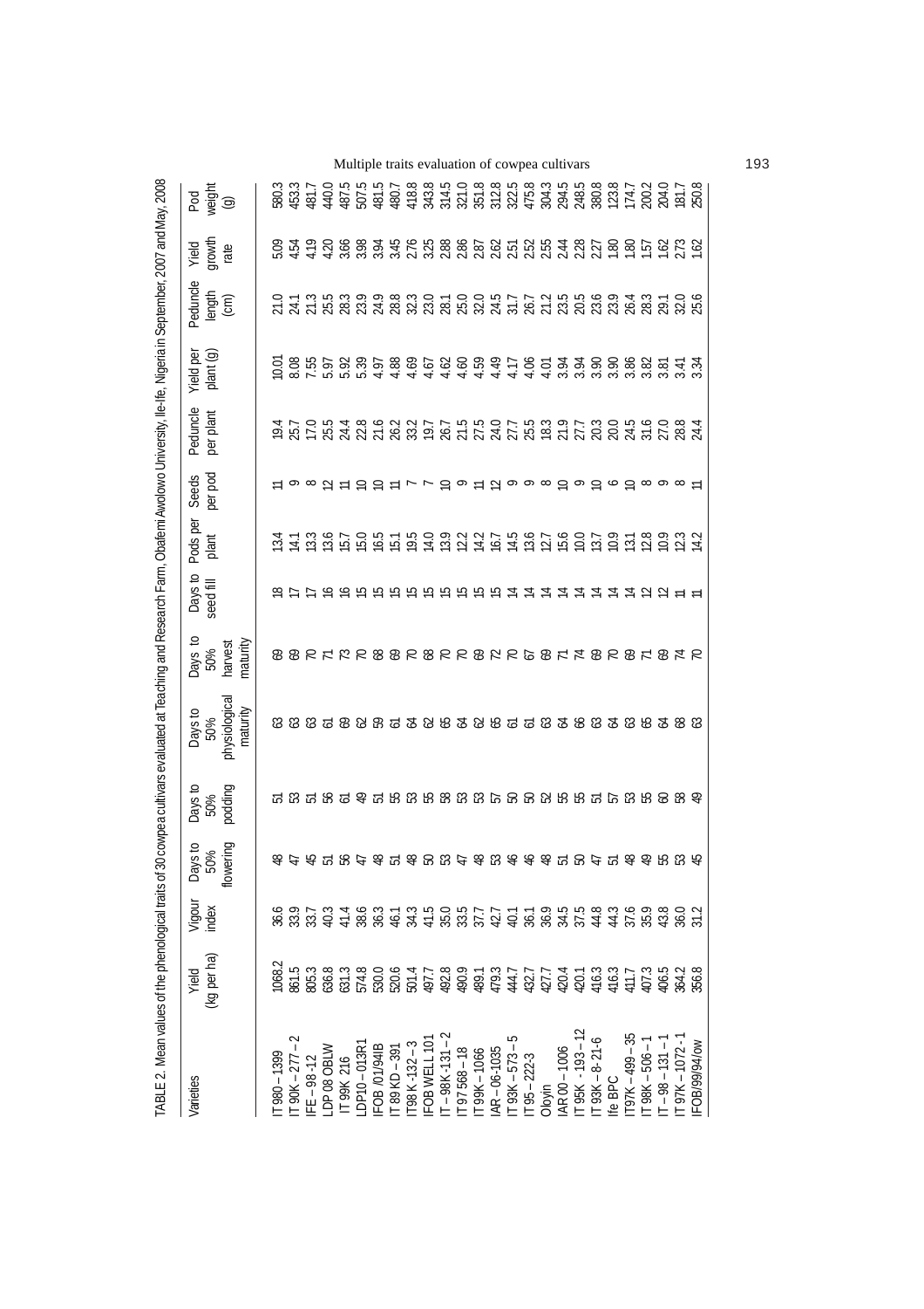TABLE 2. Mean values of the phenological traits of 30 cowpea cultivars evaluated at Teaching and Research Farm, Obafemi Awolowo University, Ile-Ife, Nigeria in September, 2007 and May, 2008

| Varieties | Yield (kg per ha) | Vigour index | Days to 50% flowering | Days to 50% podding | Days to 50% physiological maturity | Days to 50% harvest maturity | Days to seed fill | Pods per plant | Seeds per pod | Peduncle per plant | Yield per plant (g) | Peduncle length (cm) | Yield growth rate | Pod weight (g) |
|---|---|---|---|---|---|---|---|---|---|---|---|---|---|---|
| IT 980 – 1399 | 1068.2 | 36.6 | 48 | 51 | 63 | 69 | 18 | 13.4 | 11 | 19.4 | 10.01 | 21.0 | 5.09 | 580.3 |
| IT 90K – 277 – 2 | 861.5 | 33.9 | 47 | 53 | 63 | 69 | 17 | 14.1 | 9 | 25.7 | 8.08 | 24.1 | 4.54 | 453.3 |
| IFE – 98 -12 | 805.3 | 33.7 | 45 | 51 | 63 | 70 | 17 | 13.3 | 8 | 17.0 | 7.55 | 21.3 | 4.19 | 481.7 |
| LDP 08 OBLW | 636.8 | 40.3 | 51 | 56 | 61 | 71 | 16 | 13.6 | 12 | 25.5 | 5.97 | 25.5 | 4.20 | 440.0 |
| IT 99K 216 | 631.3 | 41.4 | 56 | 61 | 69 | 73 | 16 | 15.7 | 11 | 24.4 | 5.92 | 28.3 | 3.66 | 487.5 |
| LDP10 – 013R1 | 574.8 | 38.6 | 47 | 49 | 62 | 70 | 15 | 15.0 | 10 | 22.8 | 5.39 | 23.9 | 3.98 | 507.5 |
| IFOB /01/94IB | 530.0 | 36.3 | 48 | 51 | 59 | 68 | 15 | 16.5 | 10 | 21.6 | 4.97 | 24.9 | 3.94 | 481.5 |
| IT 89 KD – 391 | 520.6 | 46.1 | 51 | 55 | 61 | 69 | 15 | 15.1 | 11 | 26.2 | 4.88 | 28.8 | 3.45 | 480.7 |
| IT98 K -132 – 3 | 501.4 | 34.3 | 48 | 53 | 64 | 70 | 15 | 19.5 | 7 | 33.2 | 4.69 | 32.3 | 2.76 | 418.8 |
| IFOB WELL 101 | 497.7 | 41.5 | 50 | 55 | 62 | 68 | 15 | 14.0 | 7 | 19.7 | 4.67 | 23.0 | 3.25 | 343.8 |
| IT – 98K -131 – 2 | 492.8 | 35.0 | 53 | 58 | 65 | 70 | 15 | 13.9 | 10 | 26.7 | 4.62 | 28.1 | 2.88 | 314.5 |
| IT 97 568 – 18 | 490.9 | 33.5 | 47 | 53 | 64 | 70 | 15 | 12.2 | 9 | 21.5 | 4.60 | 25.0 | 2.86 | 321.0 |
| IT 99K – 1066 | 489.1 | 37.7 | 48 | 53 | 62 | 69 | 15 | 14.2 | 11 | 27.5 | 4.59 | 32.0 | 2.87 | 351.8 |
| IAR – 06-1035 | 479.3 | 42.7 | 53 | 57 | 65 | 72 | 15 | 16.7 | 12 | 24.0 | 4.49 | 24.5 | 2.62 | 312.8 |
| IT 93K – 573 – 5 | 444.7 | 40.1 | 46 | 50 | 61 | 70 | 14 | 14.5 | 9 | 27.7 | 4.17 | 31.7 | 2.51 | 322.5 |
| IT 95 – 222-3 | 432.7 | 36.1 | 46 | 50 | 61 | 67 | 14 | 13.6 | 9 | 25.5 | 4.06 | 26.7 | 2.52 | 475.8 |
| Oloyin | 427.7 | 36.9 | 48 | 52 | 63 | 69 | 14 | 12.7 | 8 | 18.3 | 4.01 | 21.2 | 2.55 | 304.3 |
| IAR 00 – 1006 | 420.4 | 34.5 | 51 | 55 | 64 | 71 | 14 | 15.6 | 10 | 21.9 | 3.94 | 23.5 | 2.44 | 294.5 |
| IT 95K - 193 – 12 | 420.1 | 37.5 | 50 | 55 | 66 | 74 | 14 | 10.0 | 9 | 27.7 | 3.94 | 20.5 | 2.28 | 248.5 |
| IT 93K – 8- 21-6 | 416.3 | 44.8 | 47 | 51 | 63 | 69 | 14 | 13.7 | 10 | 20.3 | 3.90 | 23.6 | 2.27 | 380.8 |
| Ife BPC | 416.3 | 44.3 | 51 | 57 | 64 | 70 | 14 | 10.9 | 6 | 20.0 | 3.90 | 23.9 | 1.80 | 123.8 |
| IT97K – 499 – 35 | 411.7 | 37.6 | 48 | 53 | 63 | 69 | 14 | 13.1 | 10 | 24.5 | 3.86 | 26.4 | 1.80 | 174.7 |
| IT 98K – 506 – 1 | 407.3 | 35.9 | 49 | 55 | 65 | 71 | 12 | 12.8 | 8 | 31.6 | 3.82 | 28.3 | 1.57 | 200.2 |
| IT – 98 – 131 – 1 | 406.5 | 43.8 | 55 | 60 | 64 | 69 | 12 | 10.9 | 9 | 27.0 | 3.81 | 29.1 | 1.62 | 204.0 |
| IT 97K – 1072 - 1 | 364.2 | 36.0 | 53 | 58 | 68 | 74 | 11 | 12.3 | 8 | 28.8 | 3.41 | 32.0 | 2.73 | 181.7 |
| IFOB/99/94/ow | 356.8 | 31.2 | 45 | 49 | 63 | 70 | 11 | 14.2 | 11 | 24.4 | 3.34 | 25.6 | 1.62 | 250.8 |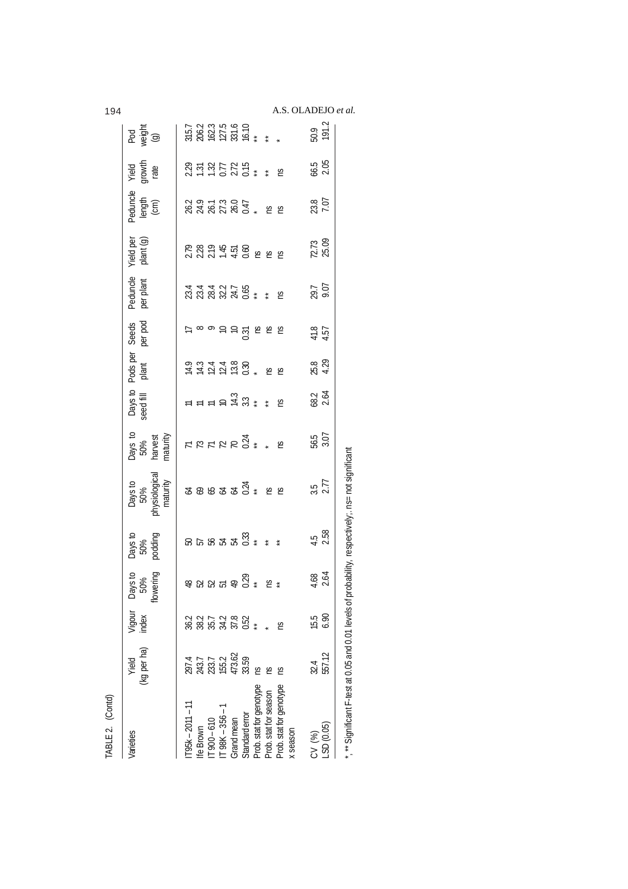TABLE 2. (Contd)

| Varieties | Yield (kg per ha) | Vigour index | Days to 50% flowering | Days to 50% podding | Days to 50% physiological maturity | Days to 50% harvest maturity | Days to seed fill | Pods per plant | Seeds per pod | Peduncle per plant | Yield per plant (g) | Peduncle length (cm) | Yield growth rate | Pod weight (g) |
|---|---|---|---|---|---|---|---|---|---|---|---|---|---|---|
| IT95k – 2011 – 11 | 297.4 | 36.2 | 48 | 50 | 64 | 71 | 11 | 14.9 | 17 | 23.4 | 2.79 | 26.2 | 2.29 | 315.7 |
| Ife Brown | 243.7 | 38.2 | 52 | 57 | 69 | 73 | 11 | 14.3 | 8 | 23.4 | 2.28 | 24.9 | 1.31 | 206.2 |
| IT 900 – 610 | 233.7 | 35.7 | 52 | 56 | 65 | 71 | 11 | 12.4 | 9 | 28.4 | 2.19 | 26.1 | 1.32 | 162.3 |
| IT 98K – 356 – 1 | 155.2 | 34.2 | 51 | 54 | 64 | 72 | 10 | 12.4 | 10 | 32.2 | 1.45 | 27.3 | 0.77 | 127.5 |
| Grand mean | 473.62 | 37.8 | 49 | 54 | 64 | 70 | 14.3 | 13.8 | 10 | 24.7 | 4.51 | 26.0 | 2.72 | 331.6 |
| Standard error | 33.59 | 0.52 | 0.29 | 0.33 | 0.24 | 0.24 | 3.3 | 0.30 | 0.31 | 0.65 | 0.60 | 0.47 | 0.15 | 16.10 |
| Prob. stat for genotype | ns | ** | ** | ** | ** | ** | ** | * | ns | ** | ns | * | ** | ** |
| Prob. stat for season | ns | * | ns | ** | ns | * | ** | ns | ns | ** | ns | ns | ** | ** |
| Prob. stat for genotype x season | ns | ns | ** | ** | ns | ns | ns | ns | ns | ns | ns | ns | ns | * |
| CV (%) | 32.4 | 15.5 | 4.68 | 4.5 | 3.5 | 56.5 | 68.2 | 25.8 | 41.8 | 29.7 | 72.73 | 23.8 | 66.5 | 50.9 |
| LSD (0.05) | 557.12 | 6.90 | 2.64 | 2.58 | 2.77 | 3.07 | 2.64 | 4.29 | 4.57 | 9.07 | 25.09 | 7.07 | 2.05 | 191.2 |

*, ** Significant F-test at 0.05 and 0.01 levels of probability, respectively;. ns= not significant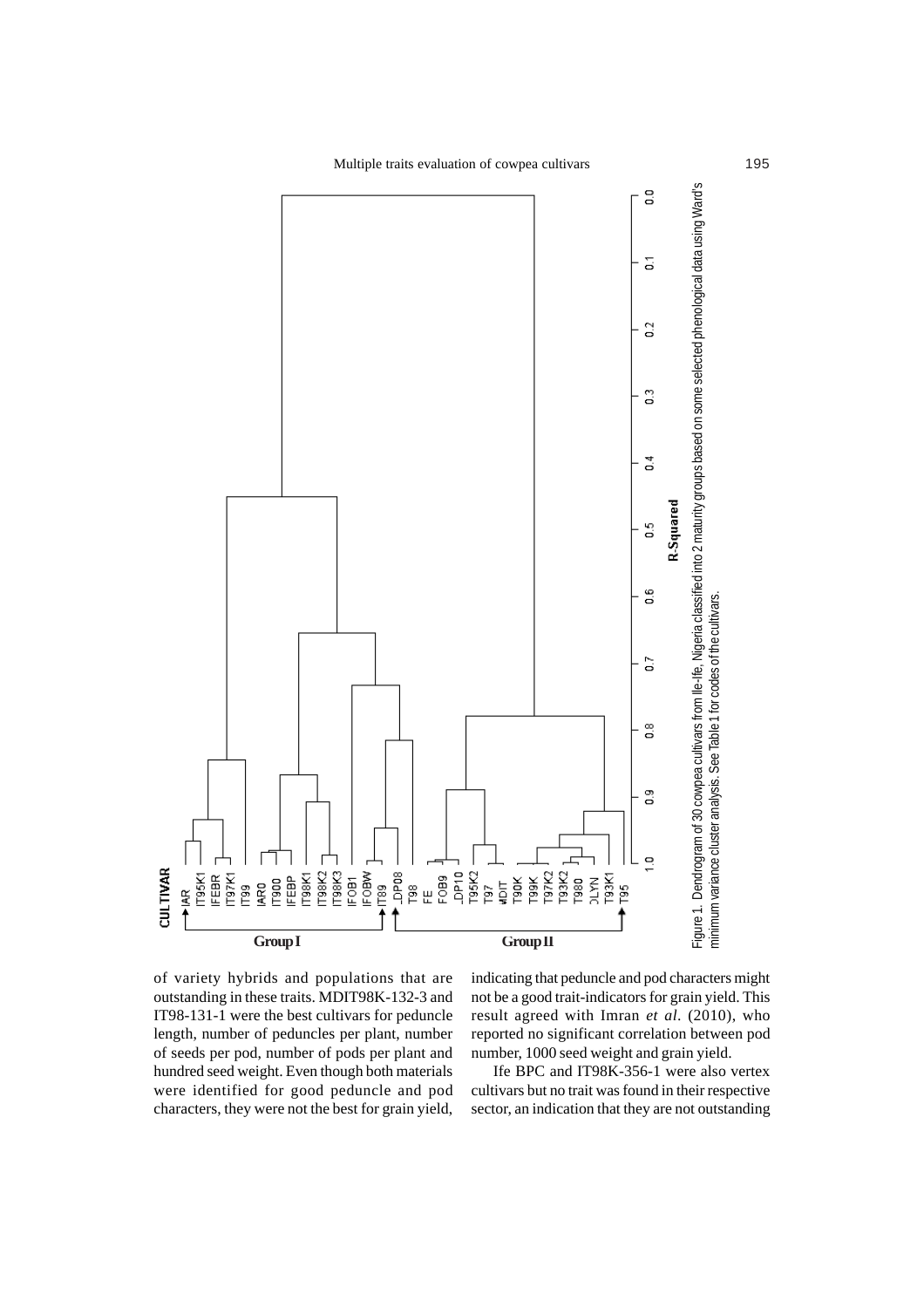Figure 1. Dendrogram of 30 cowpea cultivars from Ile-Ife, Nigeria classified into 2 maturity groups based on some selected phenological data using Ward's minimum variance cluster analysis. See Table 1 for codes of the cultivars.

of variety hybrids and populations that are outstanding in these traits. MDIT98K-132-3 and IT98-131-1 were the best cultivars for peduncle length, number of peduncles per plant, number of seeds per pod, number of pods per plant and hundred seed weight. Even though both materials were identified for good peduncle and pod characters, they were not the best for grain yield, indicating that peduncle and pod characters might not be a good trait-indicators for grain yield. This result agreed with Imran *et al*. (2010), who reported no significant correlation between pod number, 1000 seed weight and grain yield.

Ife BPC and IT98K-356-1 were also vertex cultivars but no trait was found in their respective sector, an indication that they are not outstanding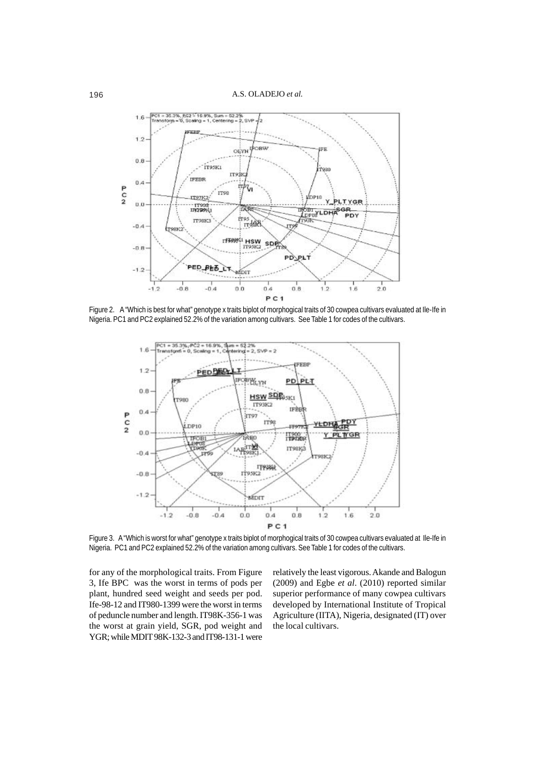Figure 2. A "Which is best for what" genotype x traits biplot of morphological traits of 30 cowpea cultivars evaluated at Ile-Ife in Nigeria. PC1 and PC2 explained 52.2% of the variation among cultivars. See Table 1 for codes of the cultivars.

Figure 3. A "Which is worst for what" genotype x traits biplot of morphological traits of 30 cowpea cultivars evaluated at Ile-Ife in Nigeria. PC1 and PC2 explained 52.2% of the variation among cultivars. See Table 1 for codes of the cultivars.

for any of the morphological traits. From Figure 3, Ife BPC was the worst in terms of pods per plant, hundred seed weight and seeds per pod. Ife-98-12 and IT980-1399 were the worst in terms of peduncle number and length. IT98K-356-1 was the worst at grain yield, SGR, pod weight and YGR; while MDIT 98K-132-3 and IT98-131-1 were relatively the least vigorous. Akande and Balogun (2009) and Egbe *et al*. (2010) reported similar superior performance of many cowpea cultivars developed by International Institute of Tropical Agriculture (IITA), Nigeria, designated (IT) over the local cultivars.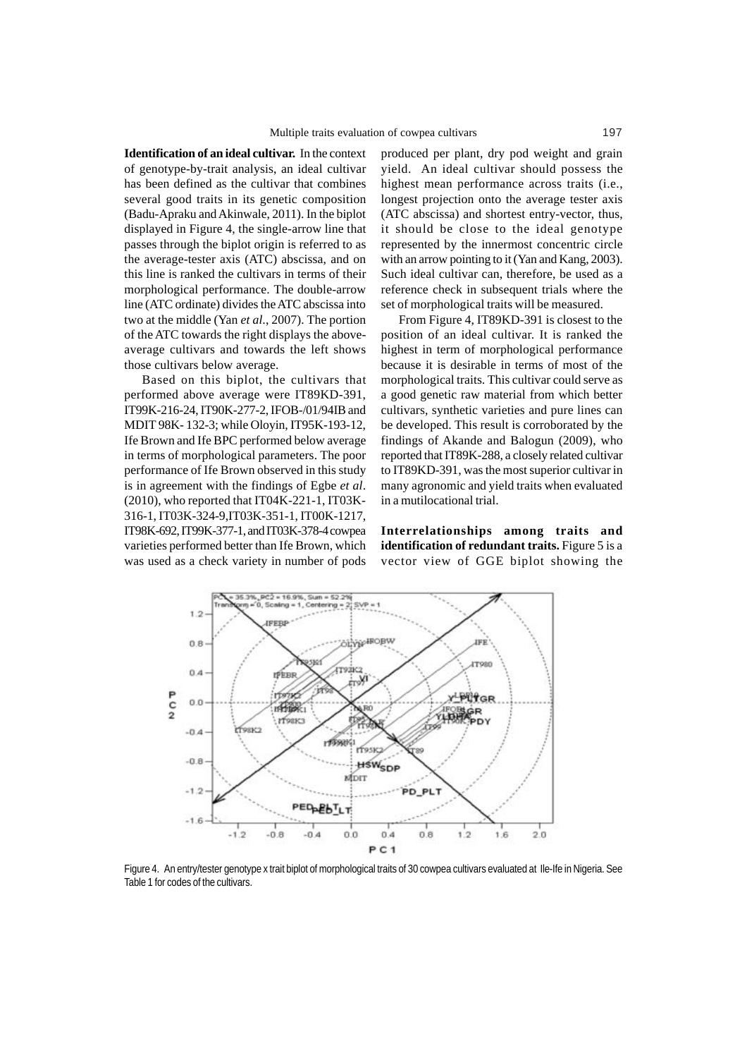**Identification of an ideal cultivar.** In the context of genotype-by-trait analysis, an ideal cultivar has been defined as the cultivar that combines several good traits in its genetic composition (Badu-Apraku and Akinwale, 2011). In the biplot displayed in Figure 4, the single-arrow line that passes through the biplot origin is referred to as the average-tester axis (ATC) abscissa, and on this line is ranked the cultivars in terms of their morphological performance. The double-arrow line (ATC ordinate) divides the ATC abscissa into two at the middle (Yan *et al*., 2007). The portion of the ATC towards the right displays the above-average cultivars and towards the left shows those cultivars below average.

Based on this biplot, the cultivars that performed above average were IT89KD-391, IT99K-216-24, IT90K-277-2, IFOB-/01/94IB and MDIT 98K- 132-3; while Oloyin, IT95K-193-12, Ife Brown and Ife BPC performed below average in terms of morphological parameters. The poor performance of Ife Brown observed in this study is in agreement with the findings of Egbe *et al*. (2010), who reported that IT04K-221-1, IT03K-316-1, IT03K-324-9,IT03K-351-1, IT00K-1217, IT98K-692, IT99K-377-1, and IT03K-378-4 cowpea varieties performed better than Ife Brown, which was used as a check variety in number of pods produced per plant, dry pod weight and grain yield. An ideal cultivar should possess the highest mean performance across traits (i.e., longest projection onto the average tester axis (ATC abscissa) and shortest entry-vector, thus, it should be close to the ideal genotype represented by the innermost concentric circle with an arrow pointing to it (Yan and Kang, 2003). Such ideal cultivar can, therefore, be used as a reference check in subsequent trials where the set of morphological traits will be measured.

From Figure 4, IT89KD-391 is closest to the position of an ideal cultivar. It is ranked the highest in term of morphological performance because it is desirable in terms of most of the morphological traits. This cultivar could serve as a good genetic raw material from which better cultivars, synthetic varieties and pure lines can be developed. This result is corroborated by the findings of Akande and Balogun (2009), who reported that IT89K-288, a closely related cultivar to IT89KD-391, was the most superior cultivar in many agronomic and yield traits when evaluated in a mutilocational trial.

**Interrelationships among traits and identification of redundant traits.** Figure 5 is a vector view of GGE biplot showing the

Figure 4. An entry/tester genotype x trait biplot of morphological traits of 30 cowpea cultivars evaluated at Ile-Ife in Nigeria. See Table 1 for codes of the cultivars.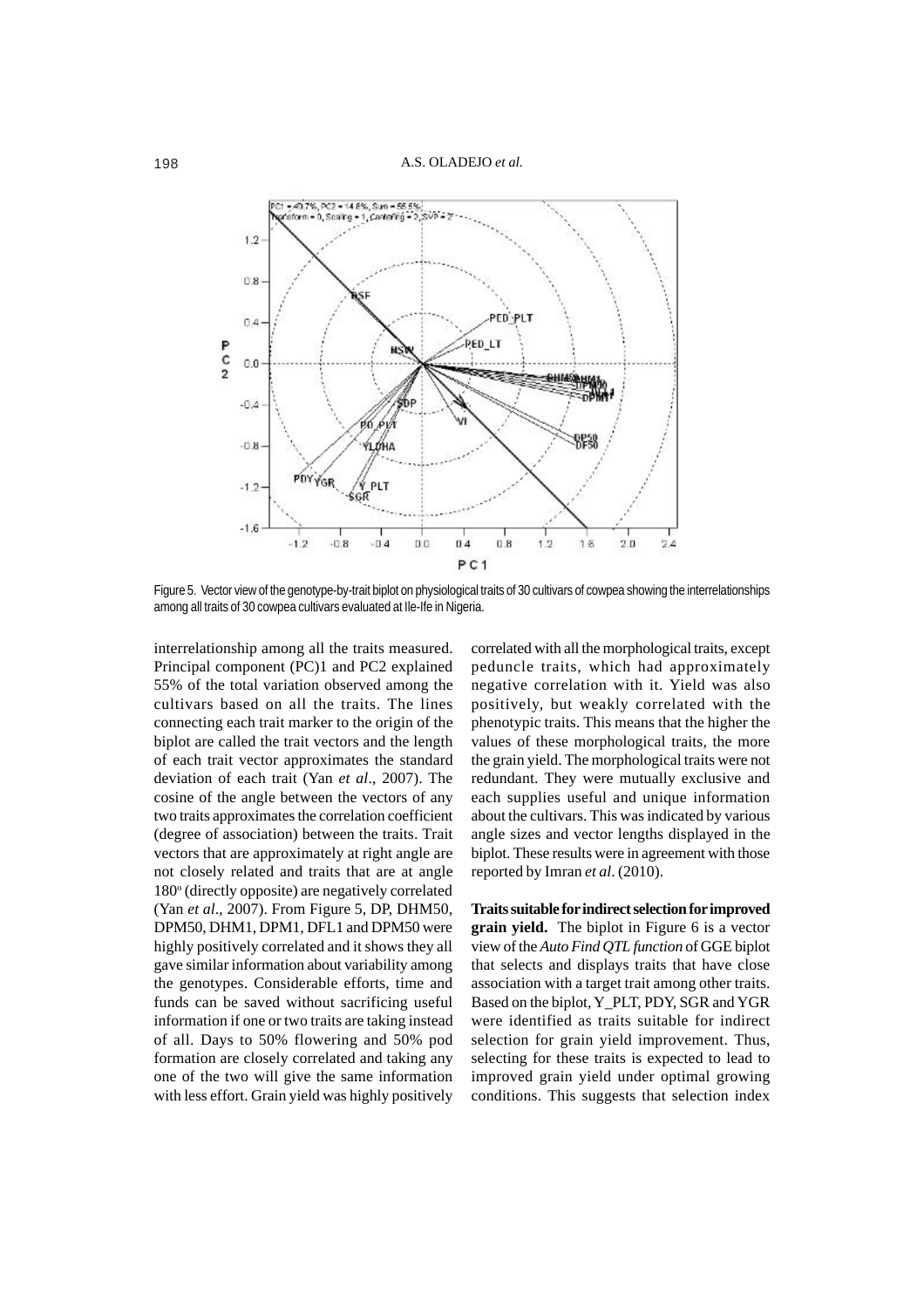Figure 5. Vector view of the genotype-by-trait biplot on physiological traits of 30 cultivars of cowpea showing the interrelationships among all traits of 30 cowpea cultivars evaluated at Ile-Ife in Nigeria.

interrelationship among all the traits measured. Principal component (PC)1 and PC2 explained 55% of the total variation observed among the cultivars based on all the traits. The lines connecting each trait marker to the origin of the biplot are called the trait vectors and the length of each trait vector approximates the standard deviation of each trait (Yan *et al*., 2007). The cosine of the angle between the vectors of any two traits approximates the correlation coefficient (degree of association) between the traits. Trait vectors that are approximately at right angle are not closely related and traits that are at angle 180$^o$ (directly opposite) are negatively correlated (Yan *et al*., 2007). From Figure 5, DP, DHM50, DPM50, DHM1, DPM1, DFL1 and DPM50 were highly positively correlated and it shows they all gave similar information about variability among the genotypes. Considerable efforts, time and funds can be saved without sacrificing useful information if one or two traits are taking instead of all. Days to 50% flowering and 50% pod formation are closely correlated and taking any one of the two will give the same information with less effort. Grain yield was highly positively correlated with all the morphological traits, except peduncle traits, which had approximately negative correlation with it. Yield was also positively, but weakly correlated with the phenotypic traits. This means that the higher the values of these morphological traits, the more the grain yield. The morphological traits were not redundant. They were mutually exclusive and each supplies useful and unique information about the cultivars. This was indicated by various angle sizes and vector lengths displayed in the biplot. These results were in agreement with those reported by Imran *et al*. (2010).

**Traits suitable for indirect selection for improved grain yield.** The biplot in Figure 6 is a vector view of the *Auto Find QTL function* of GGE biplot that selects and displays traits that have close association with a target trait among other traits. Based on the biplot, Y_PLT, PDY, SGR and YGR were identified as traits suitable for indirect selection for grain yield improvement. Thus, selecting for these traits is expected to lead to improved grain yield under optimal growing conditions. This suggests that selection index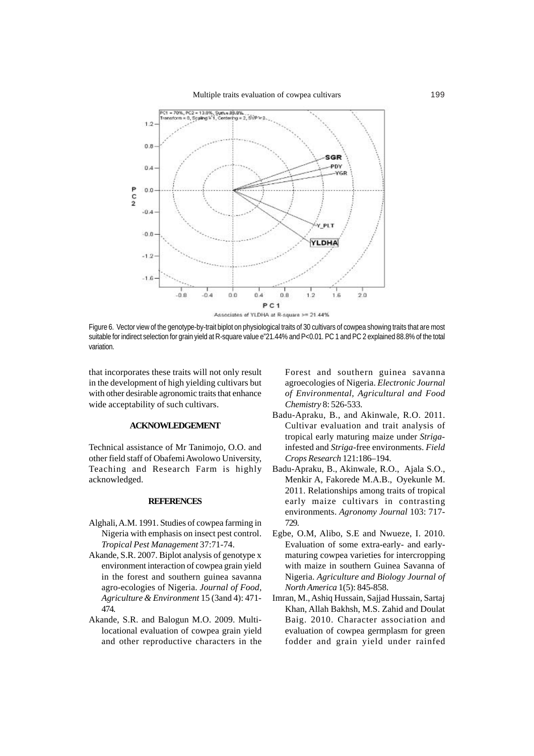Figure 6. Vector view of the genotype-by-trait biplot on physiological traits of 30 cultivars of cowpea showing traits that are most suitable for indirect selection for grain yield at R-square value e"21.44% and P<0.01. PC 1 and PC 2 explained 88.8% of the total variation.

that incorporates these traits will not only result in the development of high yielding cultivars but with other desirable agronomic traits that enhance wide acceptability of such cultivars.

## ACKNOWLEDGEMENT

Technical assistance of Mr Tanimojo, O.O. and other field staff of Obafemi Awolowo University, Teaching and Research Farm is highly acknowledged.

## REFERENCES

Alghali, A.M. 1991. Studies of cowpea farming in Nigeria with emphasis on insect pest control. *Tropical Pest Management* 37:71-74.

Akande, S.R. 2007. Biplot analysis of genotype x environment interaction of cowpea grain yield in the forest and southern guinea savanna agro-ecologies of Nigeria. *Journal of Food, Agriculture & Environment* 15 (3and 4): 471-474.

Akande, S.R. and Balogun M.O. 2009. Multi-locational evaluation of cowpea grain yield and other reproductive characters in the Forest and southern guinea savanna agroecologies of Nigeria. *Electronic Journal of Environmental, Agricultural and Food Chemistry* 8: 526-533.

Badu-Apraku, B., and Akinwale, R.O. 2011. Cultivar evaluation and trait analysis of tropical early maturing maize under *Striga*-infested and *Striga*-free environments. *Field Crops Research* 121:186–194.

Badu-Apraku, B., Akinwale, R.O., Ajala S.O., Menkir A, Fakorede M.A.B., Oyekunle M. 2011. Relationships among traits of tropical early maize cultivars in contrasting environments. *Agronomy Journal* 103: 717-729.

Egbe, O.M, Alibo, S.E and Nwueze, I. 2010. Evaluation of some extra-early- and early-maturing cowpea varieties for intercropping with maize in southern Guinea Savanna of Nigeria. *Agriculture and Biology Journal of North America* 1(5): 845-858.

Imran, M., Ashiq Hussain, Sajjad Hussain, Sartaj Khan, Allah Bakhsh, M.S. Zahid and Doulat Baig. 2010. Character association and evaluation of cowpea germplasm for green fodder and grain yield under rainfed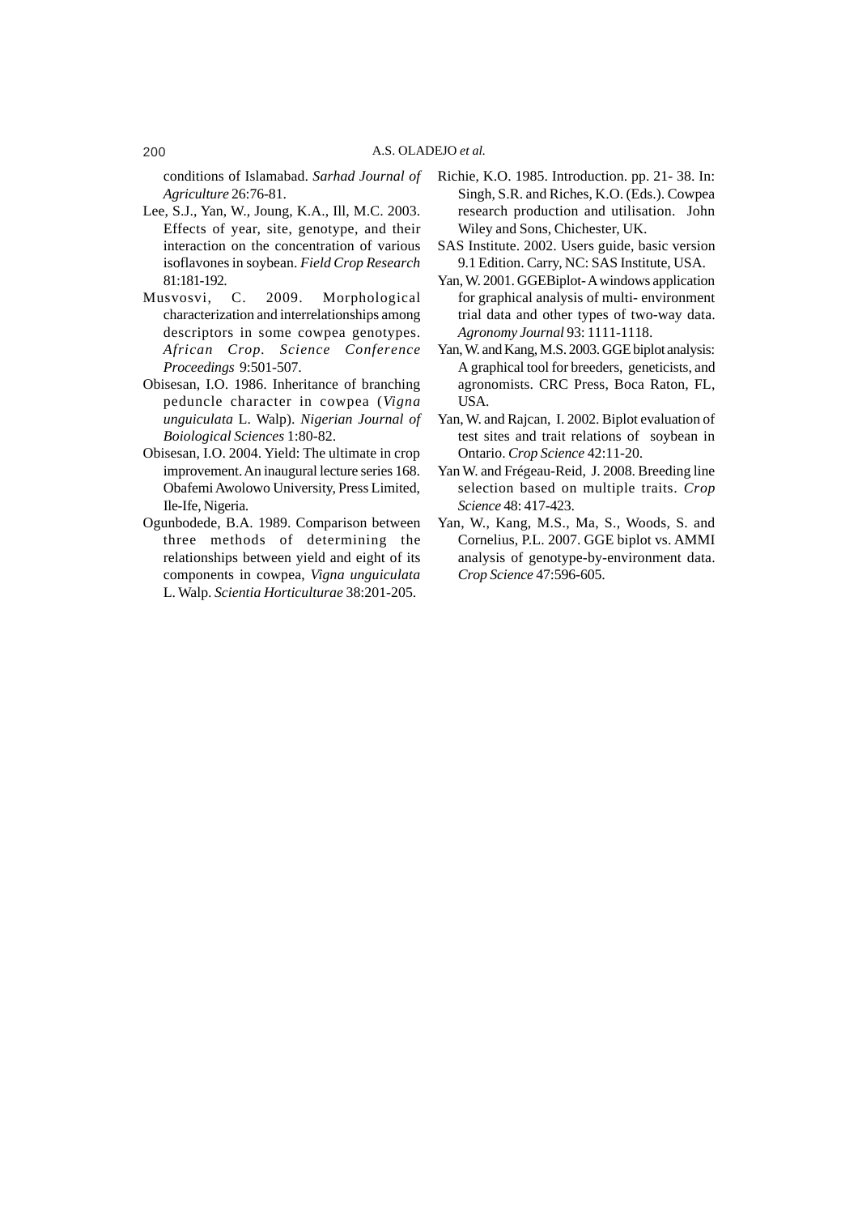conditions of Islamabad. *Sarhad Journal of Agriculture* 26:76-81.

Lee, S.J., Yan, W., Joung, K.A., Ill, M.C. 2003. Effects of year, site, genotype, and their interaction on the concentration of various isoflavones in soybean. *Field Crop Research* 81:181-192.

Musvosvi, C. 2009. Morphological characterization and interrelationships among descriptors in some cowpea genotypes. *African Crop. Science Conference Proceedings* 9:501-507.

Obisesan, I.O. 1986. Inheritance of branching peduncle character in cowpea (*Vigna unguiculata* L. Walp). *Nigerian Journal of Boiological Sciences* 1:80-82.

Obisesan, I.O. 2004. Yield: The ultimate in crop improvement. An inaugural lecture series 168. Obafemi Awolowo University, Press Limited, Ile-Ife, Nigeria.

Ogunbodede, B.A. 1989. Comparison between three methods of determining the relationships between yield and eight of its components in cowpea, *Vigna unguiculata* L. Walp. *Scientia Horticulturae* 38:201-205.

Richie, K.O. 1985. Introduction. pp. 21- 38. In: Singh, S.R. and Riches, K.O. (Eds.). Cowpea research production and utilisation. John Wiley and Sons, Chichester, UK.

SAS Institute. 2002. Users guide, basic version 9.1 Edition. Carry, NC: SAS Institute, USA.

Yan, W. 2001. GGEBiplot- A windows application for graphical analysis of multi- environment trial data and other types of two-way data. *Agronomy Journal* 93: 1111-1118.

Yan, W. and Kang, M.S. 2003. GGE biplot analysis: A graphical tool for breeders, geneticists, and agronomists. CRC Press, Boca Raton, FL, USA.

Yan, W. and Rajcan, I. 2002. Biplot evaluation of test sites and trait relations of soybean in Ontario. *Crop Science* 42:11-20.

Yan W. and Frégeau-Reid, J. 2008. Breeding line selection based on multiple traits. *Crop Science* 48: 417-423.

Yan, W., Kang, M.S., Ma, S., Woods, S. and Cornelius, P.L. 2007. GGE biplot vs. AMMI analysis of genotype-by-environment data. *Crop Science* 47:596-605.